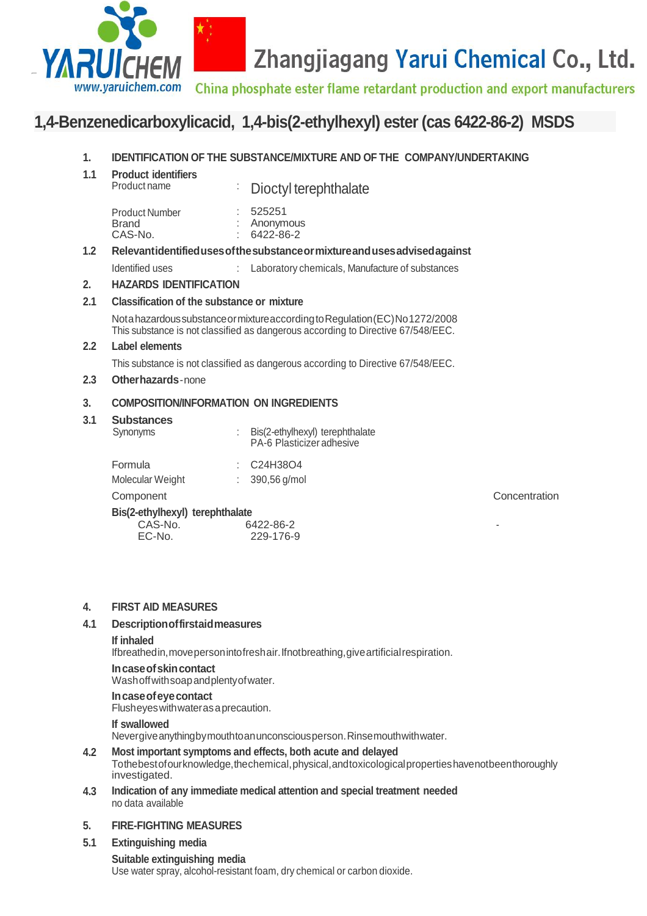Zhangjiagang Yarui Chemical Co., Ltd.

www.yaruichem.com

China phosphate ester flame retardant production and export manufacturers

# 1,4-Benzenedicarboxylicacid, 1,4-bis(2-ethylhexyl) ester (cas 6422-86-2) MSDS

## 1. IDENTIFICATION OF THE SUBSTANCE/MIXTURE AND OF THE COMPANY/UNDERTAKING

### 1.1 Product identifiers

Product name : Dioctyl terephthalate

Product Number : 525251
Brand : Anonymous
CAS-No. : 6422-86-2

### 1.2 Relevant identified uses of the substance or mixture and uses advised against

Identified uses : Laboratory chemicals, Manufacture of substances

## 2. HAZARDS IDENTIFICATION

### 2.1 Classification of the substance or mixture

Not a hazardous substance or mixture according to Regulation (EC) No 1272/2008
This substance is not classified as dangerous according to Directive 67/548/EEC.

### 2.2 Label elements

This substance is not classified as dangerous according to Directive 67/548/EEC.

### 2.3 Other hazards - none

## 3. COMPOSITION/INFORMATION ON INGREDIENTS

### 3.1 Substances

Synonyms : Bis(2-ethylhexyl) terephthalate
PA-6 Plasticizer adhesive

Formula : $C_{24}H_{38}O_4$
Molecular Weight : 390,56 g/mol

| Component | Concentration |
| --- | --- |
| **Bis(2-ethylhexyl) terephthalate**<br>CAS-No. 6422-86-2<br>EC-No. 229-176-9 | - |

## 4. FIRST AID MEASURES

### 4.1 Description of first aid measures

**If inhaled**
If breathed in, move person into fresh air. If not breathing, give artificial respiration.

**In case of skin contact**
Wash off with soap and plenty of water.

**In case of eye contact**
Flush eyes with water as a precaution.

**If swallowed**
Never give anything by mouth to an unconscious person. Rinse mouth with water.

### 4.2 Most important symptoms and effects, both acute and delayed

To the best of our knowledge, the chemical, physical, and toxicological properties have not been thoroughly investigated.

### 4.3 Indication of any immediate medical attention and special treatment needed

no data available

## 5. FIRE-FIGHTING MEASURES

### 5.1 Extinguishing media

**Suitable extinguishing media**
Use water spray, alcohol-resistant foam, dry chemical or carbon dioxide.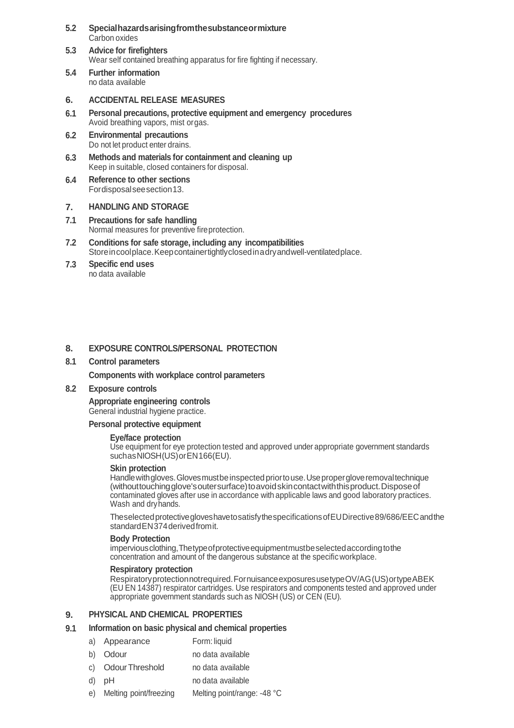**5.2 Special hazards arising from the substance or mixture**
Carbon oxides

**5.3 Advice for firefighters**
Wear self contained breathing apparatus for fire fighting if necessary.

**5.4 Further information**
no data available

## 6. ACCIDENTAL RELEASE MEASURES

**6.1 Personal precautions, protective equipment and emergency procedures**
Avoid breathing vapors, mist or gas.

**6.2 Environmental precautions**
Do not let product enter drains.

**6.3 Methods and materials for containment and cleaning up**
Keep in suitable, closed containers for disposal.

**6.4 Reference to other sections**
For disposal see section 13.

## 7. HANDLING AND STORAGE

**7.1 Precautions for safe handling**
Normal measures for preventive fire protection.

**7.2 Conditions for safe storage, including any incompatibilities**
Store in cool place. Keep container tightly closed in a dry and well-ventilated place.

**7.3 Specific end uses**
no data available

## 8. EXPOSURE CONTROLS/PERSONAL PROTECTION

**8.1 Control parameters**

**Components with workplace control parameters**

**8.2 Exposure controls**

**Appropriate engineering controls**
General industrial hygiene practice.

**Personal protective equipment**

**Eye/face protection**
Use equipment for eye protection tested and approved under appropriate government standards such as NIOSH (US) or EN 166(EU).

**Skin protection**
Handle with gloves. Gloves must be inspected prior to use. Use proper glove removal technique (without touching glove's outer surface) to avoid skin contact with this product. Dispose of contaminated gloves after use in accordance with applicable laws and good laboratory practices. Wash and dry hands.

The selected protective gloves have to satisfy the specifications of EU Directive 89/686/EEC and the standard EN 374 derived from it.

**Body Protection**
impervious clothing, The type of protective equipment must be selected according to the concentration and amount of the dangerous substance at the specific workplace.

**Respiratory protection**
Respiratory protection not required. For nuisance exposures use type OV/AG (US) or type ABEK (EU EN 14387) respirator cartridges. Use respirators and components tested and approved under appropriate government standards such as NIOSH (US) or CEN (EU).

## 9. PHYSICAL AND CHEMICAL PROPERTIES

**9.1 Information on basic physical and chemical properties**

| | | |
|---|---|---|
| a) | Appearance | Form: liquid |
| b) | Odour | no data available |
| c) | Odour Threshold | no data available |
| d) | pH | no data available |
| e) | Melting point/freezing | Melting point/range: -48 °C |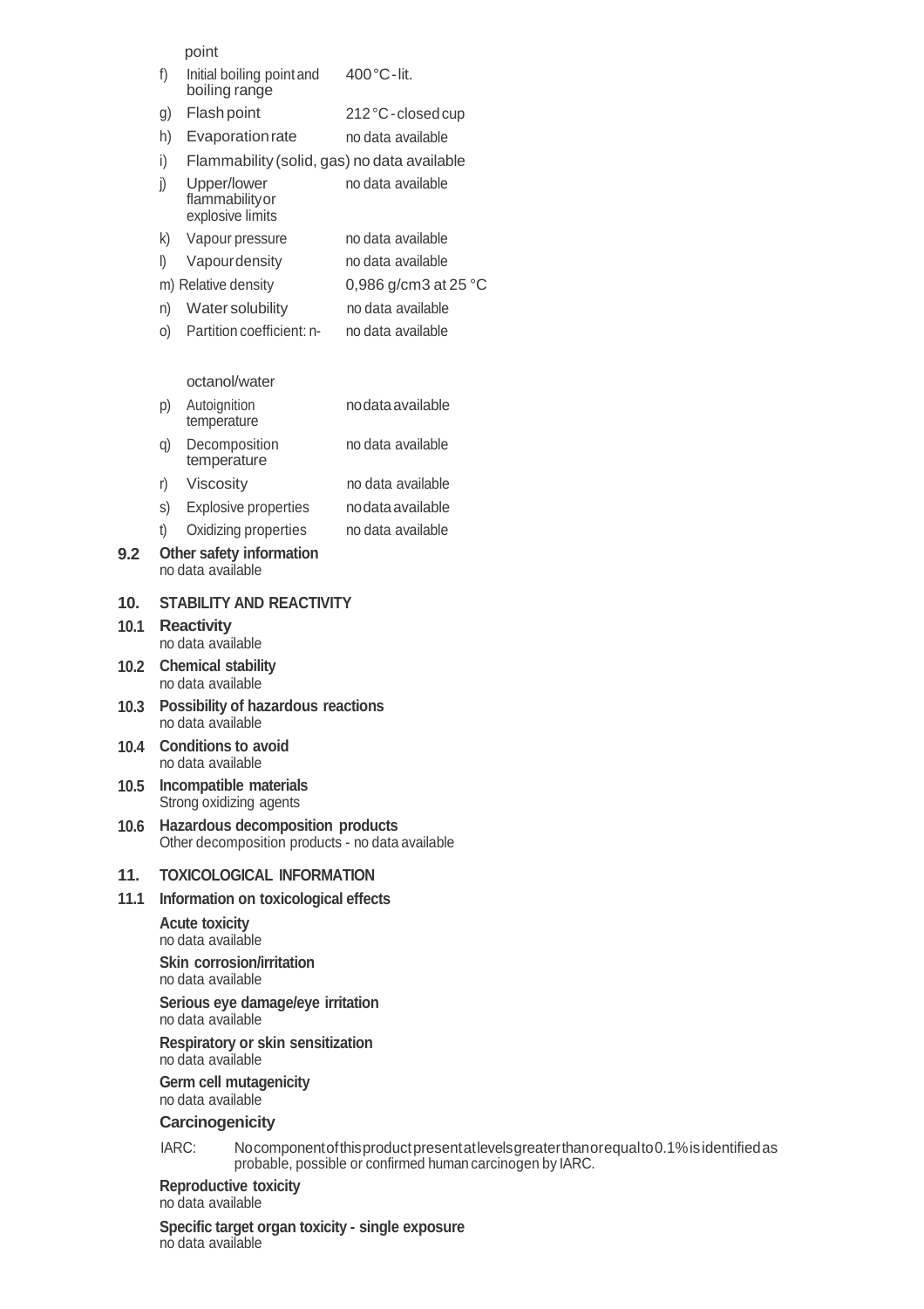point

| | | |
|---|---|---|
| f) | Initial boiling point and boiling range | 400 °C - lit. |
| g) | Flash point | 212 °C - closed cup |
| h) | Evaporation rate | no data available |
| i) | Flammability (solid, gas) | no data available |
| j) | Upper/lower flammability or explosive limits | no data available |
| k) | Vapour pressure | no data available |
| l) | Vapour density | no data available |
| m) | Relative density | 0,986 g/cm3 at 25 °C |
| n) | Water solubility | no data available |
| o) | Partition coefficient: n-octanol/water | no data available |
| p) | Autoignition temperature | no data available |
| q) | Decomposition temperature | no data available |
| r) | Viscosity | no data available |
| s) | Explosive properties | no data available |
| t) | Oxidizing properties | no data available |

**9.2 Other safety information**
no data available

## 10. STABILITY AND REACTIVITY

**10.1 Reactivity**
no data available

**10.2 Chemical stability**
no data available

**10.3 Possibility of hazardous reactions**
no data available

**10.4 Conditions to avoid**
no data available

**10.5 Incompatible materials**
Strong oxidizing agents

**10.6 Hazardous decomposition products**
Other decomposition products - no data available

## 11. TOXICOLOGICAL INFORMATION

**11.1 Information on toxicological effects**

**Acute toxicity**
no data available

**Skin corrosion/irritation**
no data available

**Serious eye damage/eye irritation**
no data available

**Respiratory or skin sensitization**
no data available

**Germ cell mutagenicity**
no data available

**Carcinogenicity**

IARC: No component of this product present at levels greater than or equal to 0.1% is identified as probable, possible or confirmed human carcinogen by IARC.

**Reproductive toxicity**
no data available

**Specific target organ toxicity - single exposure**
no data available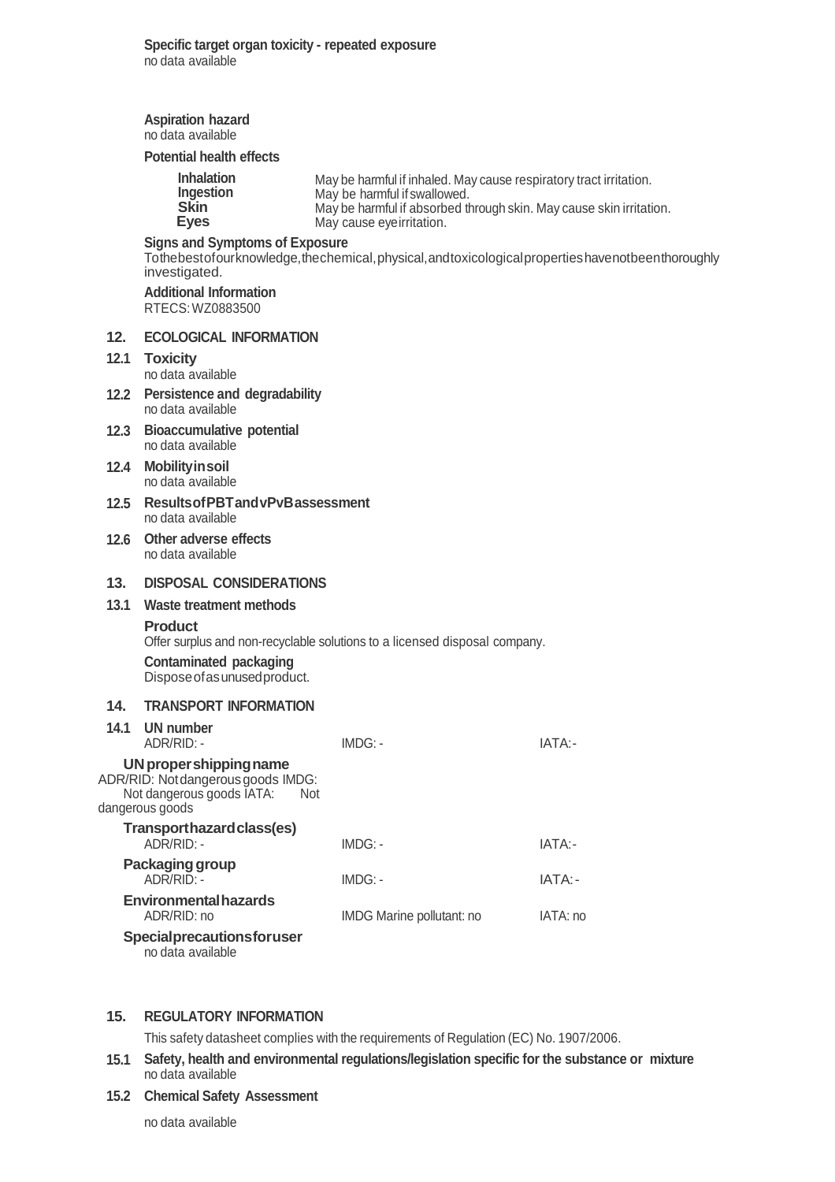**Specific target organ toxicity - repeated exposure**
no data available

**Aspiration hazard**
no data available

**Potential health effects**

| | |
|---|---|
| **Inhalation** | May be harmful if inhaled. May cause respiratory tract irritation. |
| **Ingestion** | May be harmful if swallowed. |
| **Skin** | May be harmful if absorbed through skin. May cause skin irritation. |
| **Eyes** | May cause eye irritation. |

**Signs and Symptoms of Exposure**
To the best of our knowledge, the chemical, physical, and toxicological properties have not been thoroughly investigated.

**Additional Information**
RTECS: WZ0883500

## 12. ECOLOGICAL INFORMATION

### 12.1 Toxicity
no data available

### 12.2 Persistence and degradability
no data available

### 12.3 Bioaccumulative potential
no data available

### 12.4 Mobility in soil
no data available

### 12.5 Results of PBT and vPvB assessment
no data available

### 12.6 Other adverse effects
no data available

## 13. DISPOSAL CONSIDERATIONS

### 13.1 Waste treatment methods

**Product**
Offer surplus and non-recyclable solutions to a licensed disposal company.

**Contaminated packaging**
Dispose of as unused product.

## 14. TRANSPORT INFORMATION

### 14.1 UN number

| ADR/RID: - | IMDG: - | IATA: - |
|---|---|---|

**UN proper shipping name**
ADR/RID: Not dangerous goods IMDG: Not dangerous goods IATA: Not dangerous goods

**Transport hazard class(es)**

| ADR/RID: - | IMDG: - | IATA: - |
|---|---|---|

**Packaging group**

| ADR/RID: - | IMDG: - | IATA: - |
|---|---|---|

**Environmental hazards**

| ADR/RID: no | IMDG Marine pollutant: no | IATA: no |
|---|---|---|

**Special precautions for user**
no data available

## 15. REGULATORY INFORMATION

This safety datasheet complies with the requirements of Regulation (EC) No. 1907/2006.

### 15.1 Safety, health and environmental regulations/legislation specific for the substance or mixture
no data available

### 15.2 Chemical Safety Assessment

no data available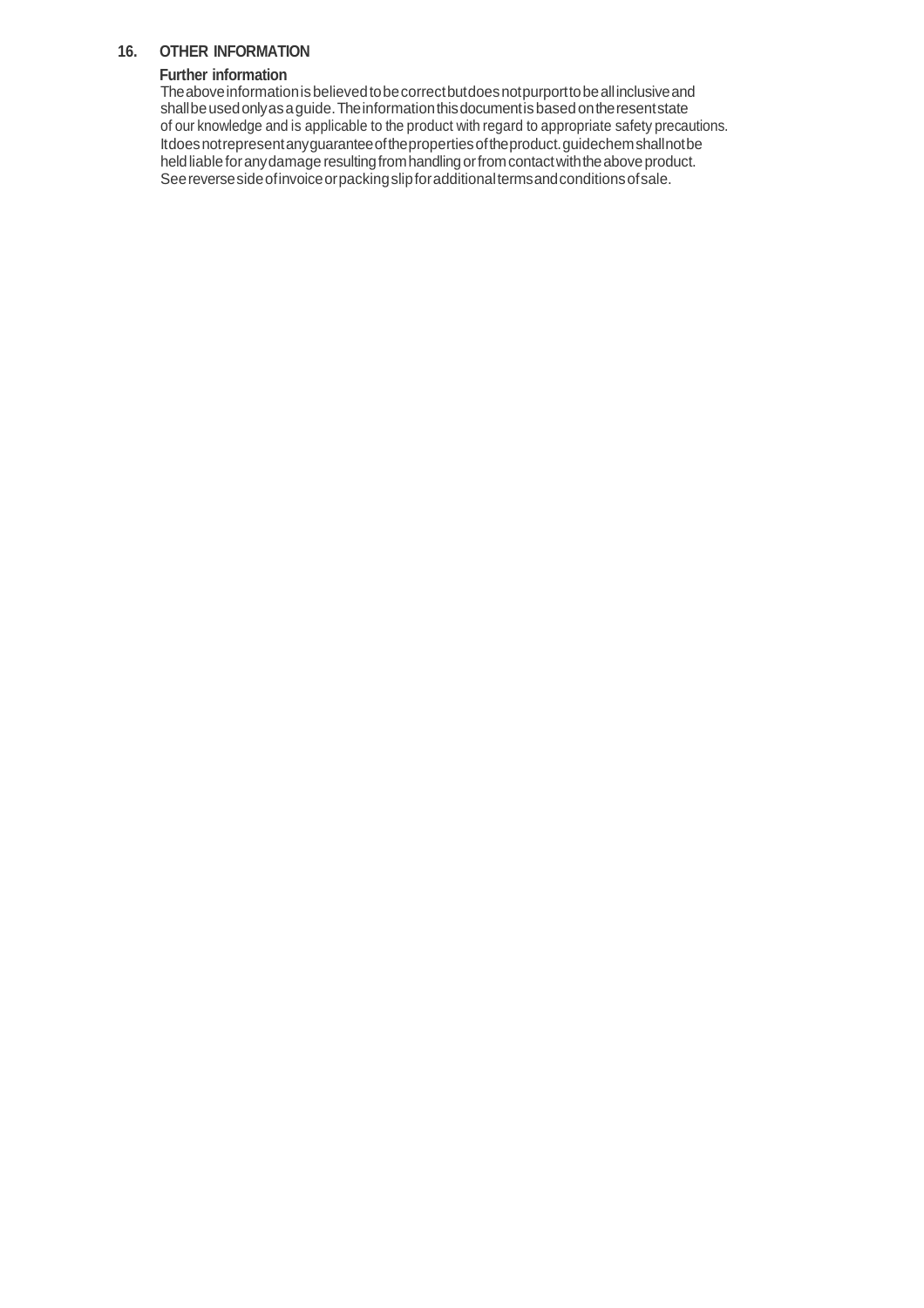## 16. OTHER INFORMATION

### Further information

The above information is believed to be correct but does not purport to be all inclusive and shall be used only as a guide. The information this document is based on the resent state of our knowledge and is applicable to the product with regard to appropriate safety precautions. It does not represent any guarantee of the properties of the product. guidechem shall not be held liable for any damage resulting from handling or from contact with the above product. See reverse side of invoice or packing slip for additional terms and conditions of sale.